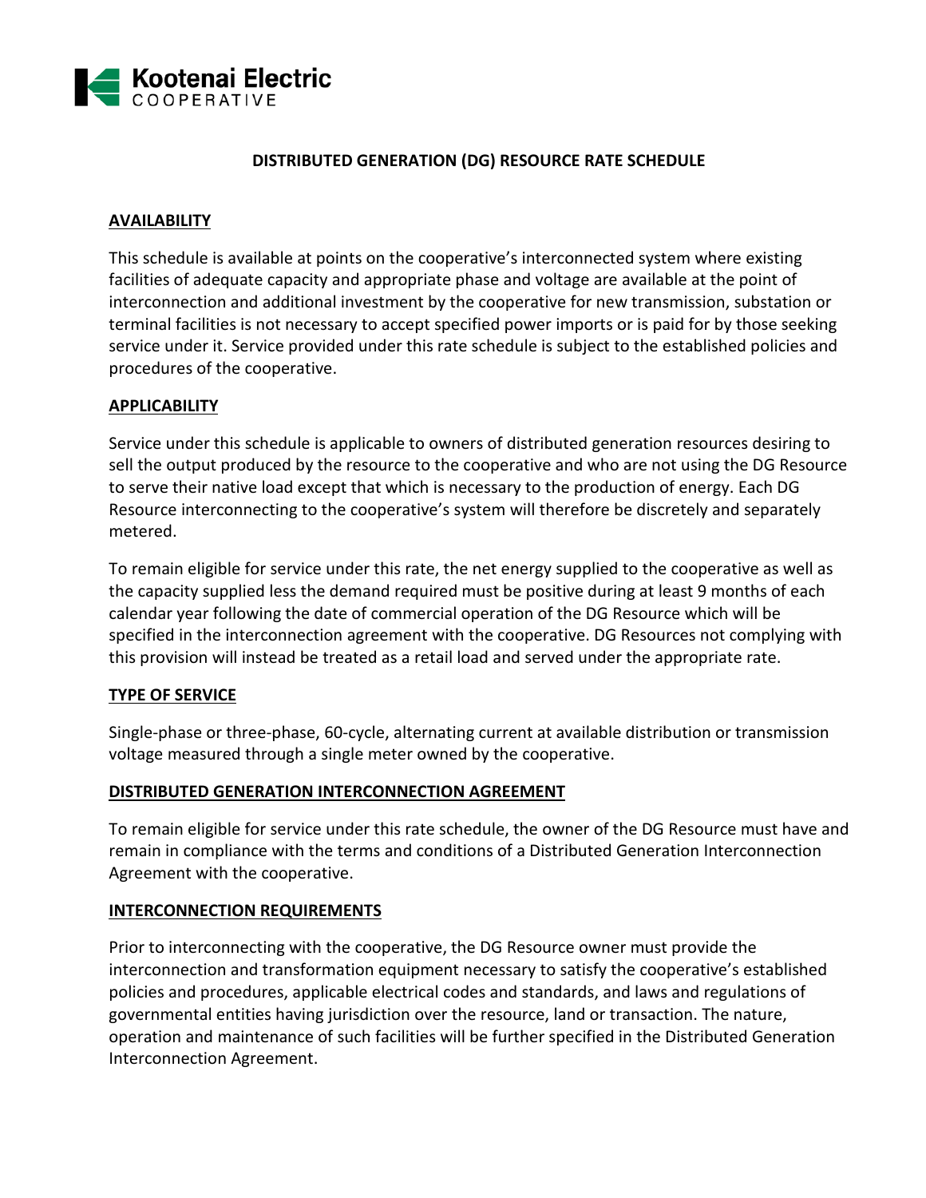Kootenai Electric COOPERATIVE

# DISTRIBUTED GENERATION (DG) RESOURCE RATE SCHEDULE

## AVAILABILITY

This schedule is available at points on the cooperative's interconnected system where existing facilities of adequate capacity and appropriate phase and voltage are available at the point of interconnection and additional investment by the cooperative for new transmission, substation or terminal facilities is not necessary to accept specified power imports or is paid for by those seeking service under it. Service provided under this rate schedule is subject to the established policies and procedures of the cooperative.

## APPLICABILITY

Service under this schedule is applicable to owners of distributed generation resources desiring to sell the output produced by the resource to the cooperative and who are not using the DG Resource to serve their native load except that which is necessary to the production of energy. Each DG Resource interconnecting to the cooperative's system will therefore be discretely and separately metered.

To remain eligible for service under this rate, the net energy supplied to the cooperative as well as the capacity supplied less the demand required must be positive during at least 9 months of each calendar year following the date of commercial operation of the DG Resource which will be specified in the interconnection agreement with the cooperative. DG Resources not complying with this provision will instead be treated as a retail load and served under the appropriate rate.

## TYPE OF SERVICE

Single-phase or three-phase, 60-cycle, alternating current at available distribution or transmission voltage measured through a single meter owned by the cooperative.

## DISTRIBUTED GENERATION INTERCONNECTION AGREEMENT

To remain eligible for service under this rate schedule, the owner of the DG Resource must have and remain in compliance with the terms and conditions of a Distributed Generation Interconnection Agreement with the cooperative.

## INTERCONNECTION REQUIREMENTS

Prior to interconnecting with the cooperative, the DG Resource owner must provide the interconnection and transformation equipment necessary to satisfy the cooperative's established policies and procedures, applicable electrical codes and standards, and laws and regulations of governmental entities having jurisdiction over the resource, land or transaction. The nature, operation and maintenance of such facilities will be further specified in the Distributed Generation Interconnection Agreement.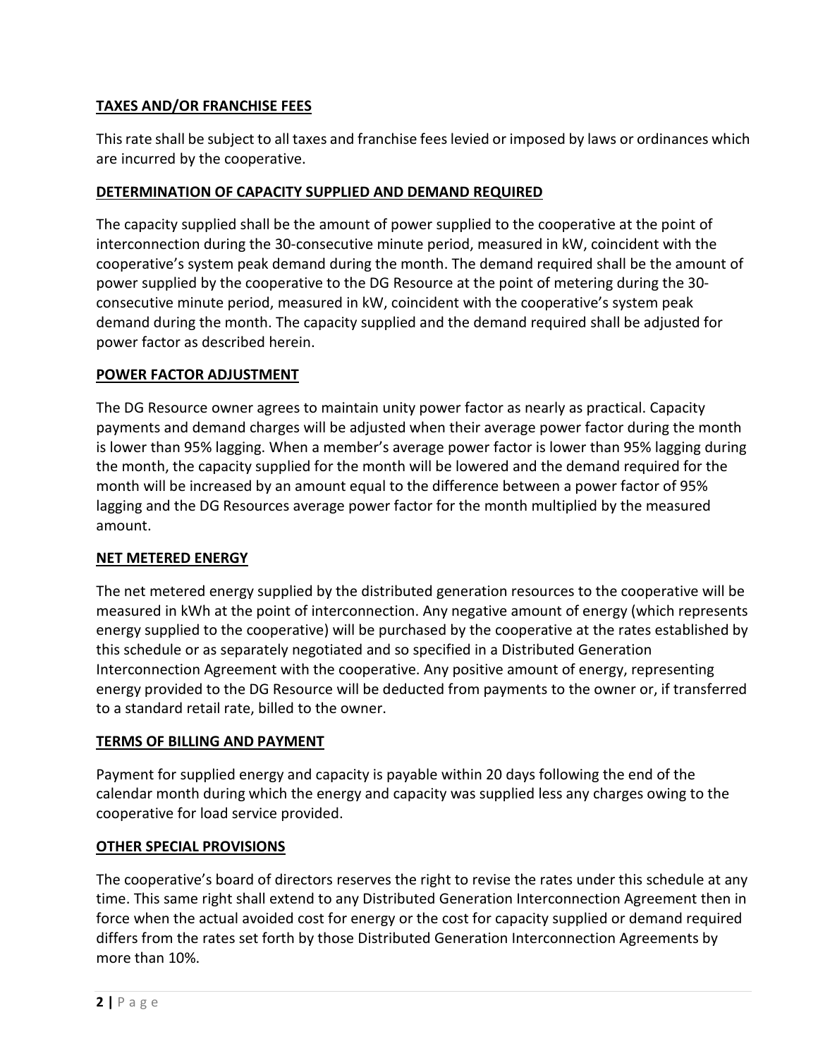## TAXES AND/OR FRANCHISE FEES

This rate shall be subject to all taxes and franchise fees levied or imposed by laws or ordinances which are incurred by the cooperative.

## DETERMINATION OF CAPACITY SUPPLIED AND DEMAND REQUIRED

The capacity supplied shall be the amount of power supplied to the cooperative at the point of interconnection during the 30-consecutive minute period, measured in kW, coincident with the cooperative's system peak demand during the month. The demand required shall be the amount of power supplied by the cooperative to the DG Resource at the point of metering during the 30-consecutive minute period, measured in kW, coincident with the cooperative's system peak demand during the month. The capacity supplied and the demand required shall be adjusted for power factor as described herein.

## POWER FACTOR ADJUSTMENT

The DG Resource owner agrees to maintain unity power factor as nearly as practical. Capacity payments and demand charges will be adjusted when their average power factor during the month is lower than 95% lagging. When a member's average power factor is lower than 95% lagging during the month, the capacity supplied for the month will be lowered and the demand required for the month will be increased by an amount equal to the difference between a power factor of 95% lagging and the DG Resources average power factor for the month multiplied by the measured amount.

## NET METERED ENERGY

The net metered energy supplied by the distributed generation resources to the cooperative will be measured in kWh at the point of interconnection. Any negative amount of energy (which represents energy supplied to the cooperative) will be purchased by the cooperative at the rates established by this schedule or as separately negotiated and so specified in a Distributed Generation Interconnection Agreement with the cooperative. Any positive amount of energy, representing energy provided to the DG Resource will be deducted from payments to the owner or, if transferred to a standard retail rate, billed to the owner.

## TERMS OF BILLING AND PAYMENT

Payment for supplied energy and capacity is payable within 20 days following the end of the calendar month during which the energy and capacity was supplied less any charges owing to the cooperative for load service provided.

## OTHER SPECIAL PROVISIONS

The cooperative's board of directors reserves the right to revise the rates under this schedule at any time. This same right shall extend to any Distributed Generation Interconnection Agreement then in force when the actual avoided cost for energy or the cost for capacity supplied or demand required differs from the rates set forth by those Distributed Generation Interconnection Agreements by more than 10%.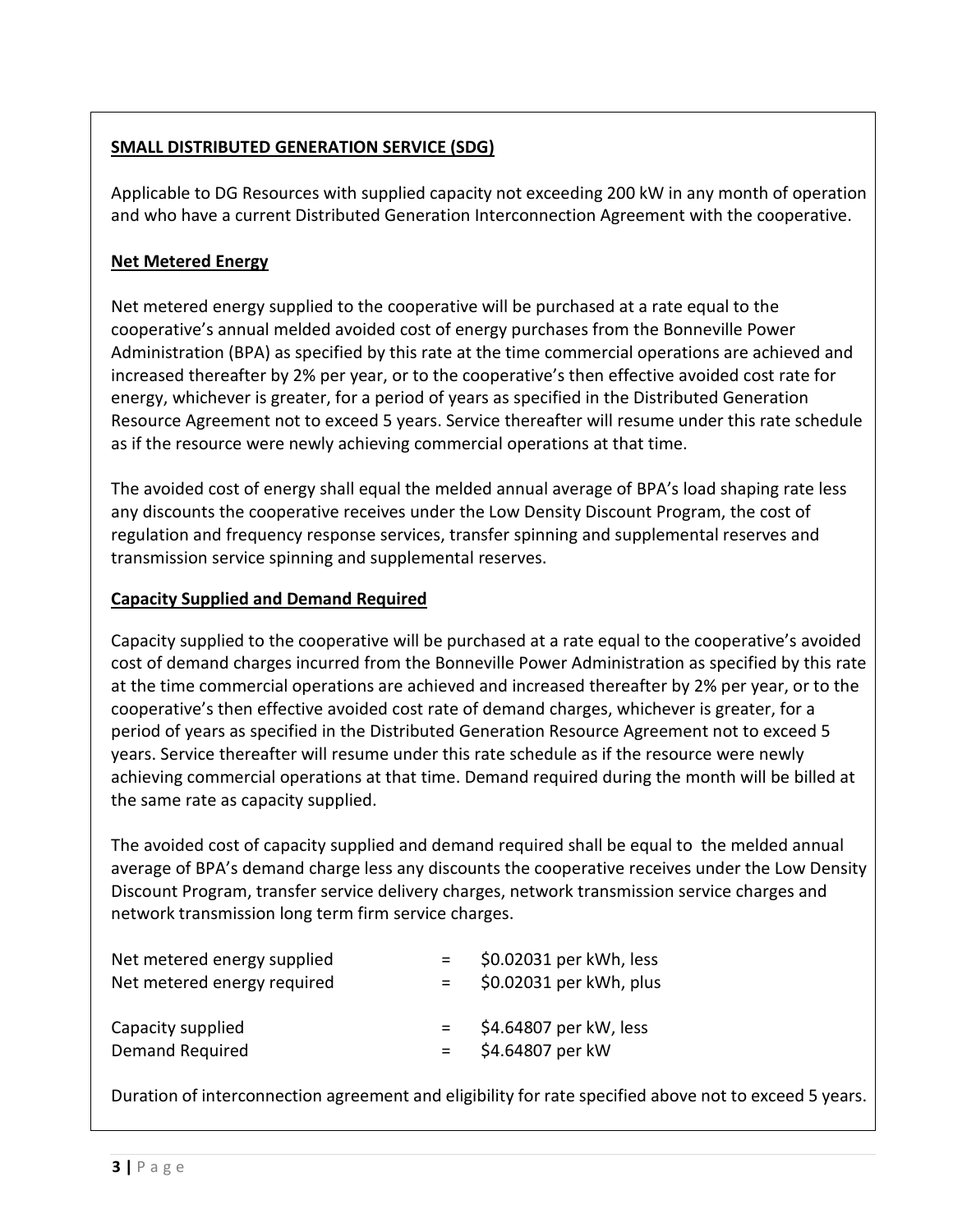## SMALL DISTRIBUTED GENERATION SERVICE (SDG)

Applicable to DG Resources with supplied capacity not exceeding 200 kW in any month of operation and who have a current Distributed Generation Interconnection Agreement with the cooperative.

### Net Metered Energy

Net metered energy supplied to the cooperative will be purchased at a rate equal to the cooperative's annual melded avoided cost of energy purchases from the Bonneville Power Administration (BPA) as specified by this rate at the time commercial operations are achieved and increased thereafter by 2% per year, or to the cooperative's then effective avoided cost rate for energy, whichever is greater, for a period of years as specified in the Distributed Generation Resource Agreement not to exceed 5 years. Service thereafter will resume under this rate schedule as if the resource were newly achieving commercial operations at that time.

The avoided cost of energy shall equal the melded annual average of BPA's load shaping rate less any discounts the cooperative receives under the Low Density Discount Program, the cost of regulation and frequency response services, transfer spinning and supplemental reserves and transmission service spinning and supplemental reserves.

### Capacity Supplied and Demand Required

Capacity supplied to the cooperative will be purchased at a rate equal to the cooperative's avoided cost of demand charges incurred from the Bonneville Power Administration as specified by this rate at the time commercial operations are achieved and increased thereafter by 2% per year, or to the cooperative's then effective avoided cost rate of demand charges, whichever is greater, for a period of years as specified in the Distributed Generation Resource Agreement not to exceed 5 years. Service thereafter will resume under this rate schedule as if the resource were newly achieving commercial operations at that time. Demand required during the month will be billed at the same rate as capacity supplied.

The avoided cost of capacity supplied and demand required shall be equal to the melded annual average of BPA's demand charge less any discounts the cooperative receives under the Low Density Discount Program, transfer service delivery charges, network transmission service charges and network transmission long term firm service charges.

| | | |
|---|---|---|
| Net metered energy supplied | = | $0.02031 per kWh, less |
| Net metered energy required | = | $0.02031 per kWh, plus |
| | | |
| Capacity supplied | = | $4.64807 per kW, less |
| Demand Required | = | $4.64807 per kW |

Duration of interconnection agreement and eligibility for rate specified above not to exceed 5 years.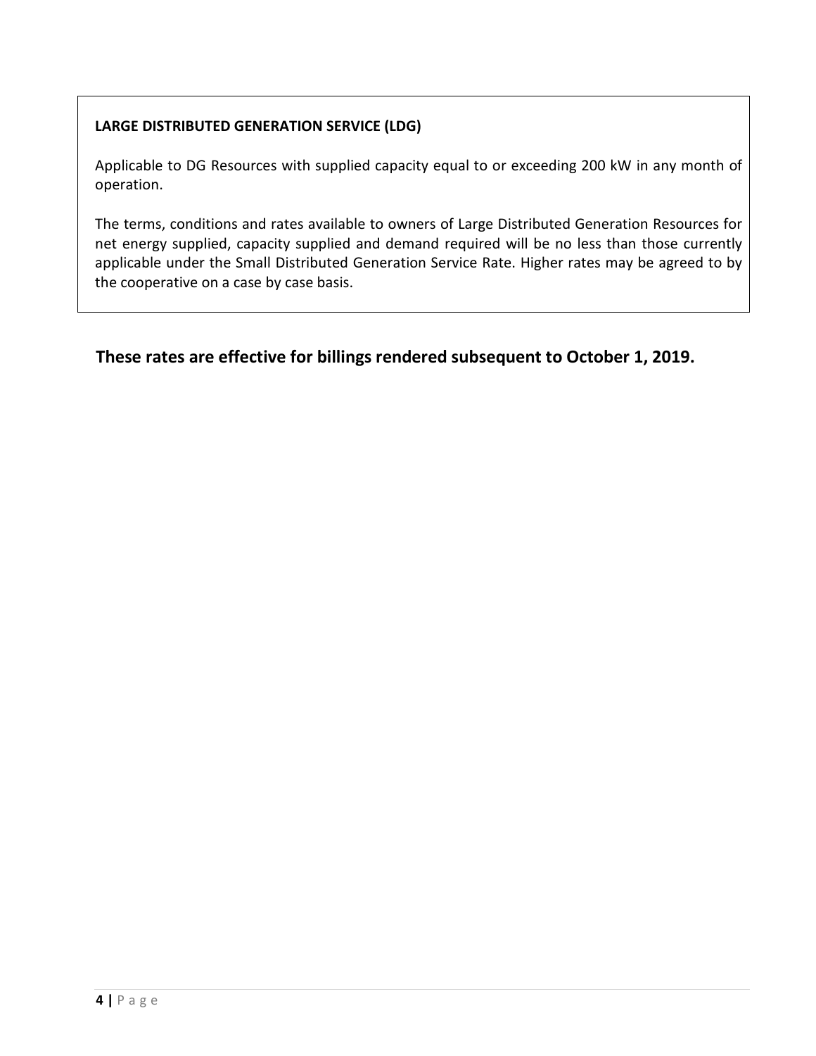**LARGE DISTRIBUTED GENERATION SERVICE (LDG)**

Applicable to DG Resources with supplied capacity equal to or exceeding 200 kW in any month of operation.

The terms, conditions and rates available to owners of Large Distributed Generation Resources for net energy supplied, capacity supplied and demand required will be no less than those currently applicable under the Small Distributed Generation Service Rate. Higher rates may be agreed to by the cooperative on a case by case basis.

**These rates are effective for billings rendered subsequent to October 1, 2019.**